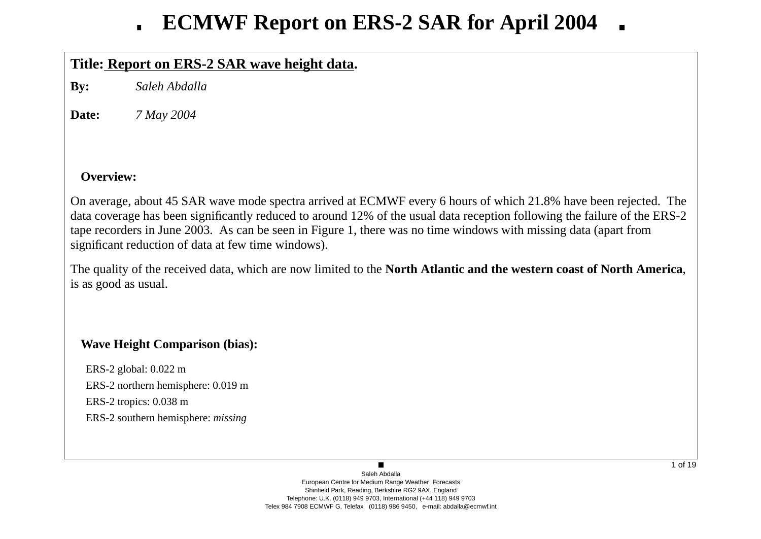# ECMWF Report on ERS-2 SAR for April 2004

**Title:** **Report on ERS-2 SAR wave height data**.

**By:** *Saleh Abdalla*

**Date:** *7 May 2004*

## Overview:

On average, about 45 SAR wave mode spectra arrived at ECMWF every 6 hours of which 21.8% have been rejected. The data coverage has been significantly reduced to around 12% of the usual data reception following the failure of the ERS-2 tape recorders in June 2003. As can be seen in Figure 1, there was no time windows with missing data (apart from significant reduction of data at few time windows).

The quality of the received data, which are now limited to the **North Atlantic and the western coast of North America**, is as good as usual.

## Wave Height Comparison (bias):

ERS-2 global: 0.022 m

ERS-2 northern hemisphere: 0.019 m

ERS-2 tropics: 0.038 m

ERS-2 southern hemisphere: *missing*

Saleh Abdalla
European Centre for Medium Range Weather Forecasts
Shinfield Park, Reading, Berkshire RG2 9AX, England
Telephone: U.K. (0118) 949 9703, International (+44 118) 949 9703
Telex 984 7908 ECMWF G, Telefax (0118) 986 9450, e-mail: abdalla@ecmwf.int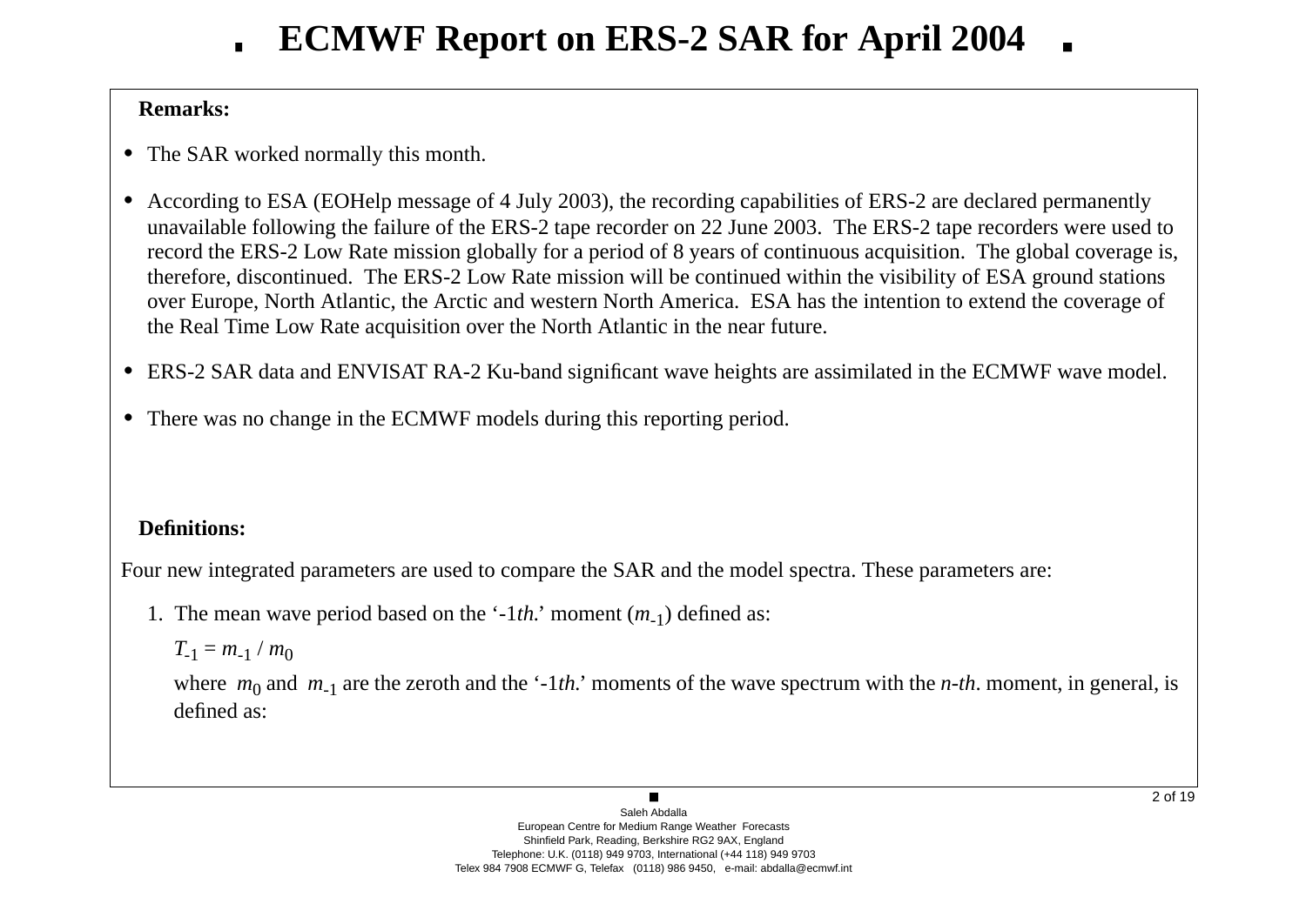# ECMWF Report on ERS-2 SAR for April 2004

**Remarks:**

- The SAR worked normally this month.
- According to ESA (EOHelp message of 4 July 2003), the recording capabilities of ERS-2 are declared permanently unavailable following the failure of the ERS-2 tape recorder on 22 June 2003. The ERS-2 tape recorders were used to record the ERS-2 Low Rate mission globally for a period of 8 years of continuous acquisition. The global coverage is, therefore, discontinued. The ERS-2 Low Rate mission will be continued within the visibility of ESA ground stations over Europe, North Atlantic, the Arctic and western North America. ESA has the intention to extend the coverage of the Real Time Low Rate acquisition over the North Atlantic in the near future.
- ERS-2 SAR data and ENVISAT RA-2 Ku-band significant wave heights are assimilated in the ECMWF wave model.
- There was no change in the ECMWF models during this reporting period.

**Definitions:**

Four new integrated parameters are used to compare the SAR and the model spectra. These parameters are:

1. The mean wave period based on the '-1*th.*' moment ($m_{-1}$) defined as:

   $T_{-1} = m_{-1} / m_0$

   where $m_0$ and $m_{-1}$ are the zeroth and the '-1*th.*' moments of the wave spectrum with the *n-th*. moment, in general, is defined as: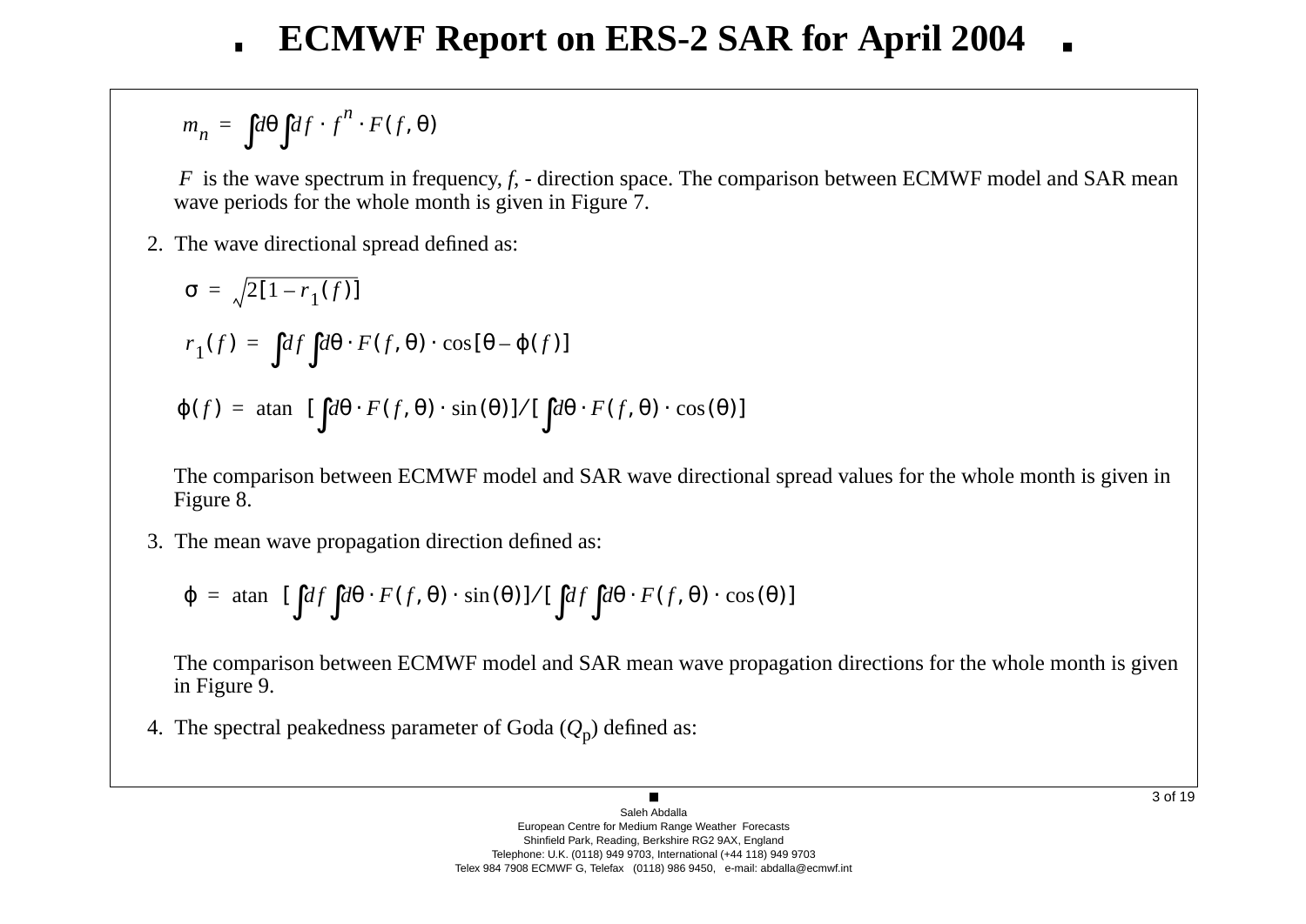$$m_n = \int d\theta \int df \cdot f^n \cdot F(f, \theta)$$

$F$ is the wave spectrum in frequency, $f$, - direction space. The comparison between ECMWF model and SAR mean wave periods for the whole month is given in Figure 7.

2. The wave directional spread defined as:

$$\sigma = \sqrt{2[1 - r_1(f)]}$$

$$r_1(f) = \int df \int d\theta \cdot F(f, \theta) \cdot \cos[\theta - \phi(f)]$$

$$\phi(f) = \text{atan} \left[ \int d\theta \cdot F(f, \theta) \cdot \sin(\theta) \right] / \left[ \int d\theta \cdot F(f, \theta) \cdot \cos(\theta) \right]$$

The comparison between ECMWF model and SAR wave directional spread values for the whole month is given in Figure 8.

3. The mean wave propagation direction defined as:

$$\phi = \text{atan} \left[ \int df \int d\theta \cdot F(f, \theta) \cdot \sin(\theta) \right] / \left[ \int df \int d\theta \cdot F(f, \theta) \cdot \cos(\theta) \right]$$

The comparison between ECMWF model and SAR mean wave propagation directions for the whole month is given in Figure 9.

4. The spectral peakedness parameter of Goda ($Q_p$) defined as: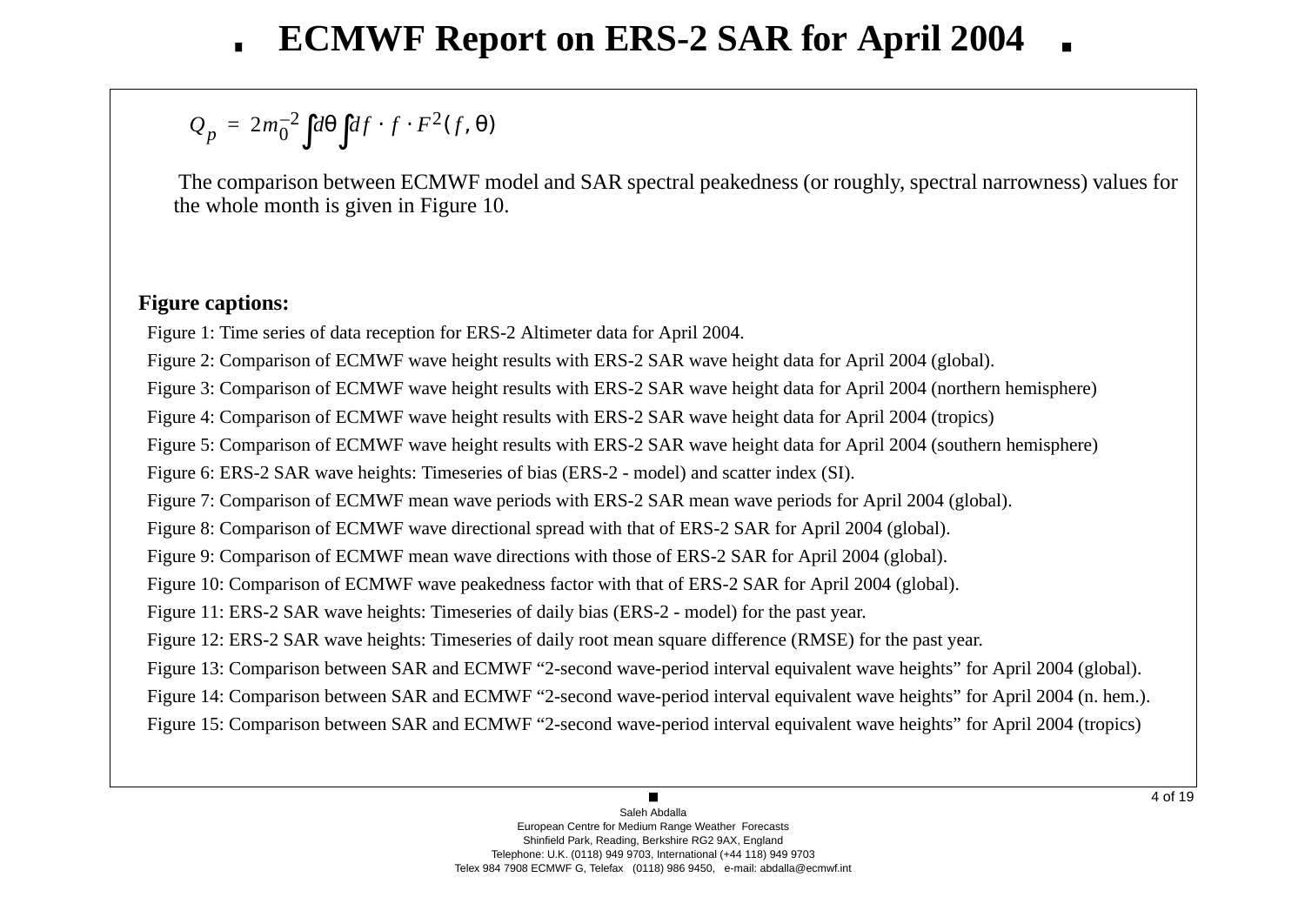# ECMWF Report on ERS-2 SAR for April 2004

$$Q_p = 2m_0^{-2} \int d\theta \int df \cdot f \cdot F^2(f, \theta)$$

The comparison between ECMWF model and SAR spectral peakedness (or roughly, spectral narrowness) values for the whole month is given in Figure 10.

**Figure captions:**

Figure 1: Time series of data reception for ERS-2 Altimeter data for April 2004.

Figure 2: Comparison of ECMWF wave height results with ERS-2 SAR wave height data for April 2004 (global).

Figure 3: Comparison of ECMWF wave height results with ERS-2 SAR wave height data for April 2004 (northern hemisphere)

Figure 4: Comparison of ECMWF wave height results with ERS-2 SAR wave height data for April 2004 (tropics)

Figure 5: Comparison of ECMWF wave height results with ERS-2 SAR wave height data for April 2004 (southern hemisphere)

Figure 6: ERS-2 SAR wave heights: Timeseries of bias (ERS-2 - model) and scatter index (SI).

Figure 7: Comparison of ECMWF mean wave periods with ERS-2 SAR mean wave periods for April 2004 (global).

Figure 8: Comparison of ECMWF wave directional spread with that of ERS-2 SAR for April 2004 (global).

Figure 9: Comparison of ECMWF mean wave directions with those of ERS-2 SAR for April 2004 (global).

Figure 10: Comparison of ECMWF wave peakedness factor with that of ERS-2 SAR for April 2004 (global).

Figure 11: ERS-2 SAR wave heights: Timeseries of daily bias (ERS-2 - model) for the past year.

Figure 12: ERS-2 SAR wave heights: Timeseries of daily root mean square difference (RMSE) for the past year.

Figure 13: Comparison between SAR and ECMWF “2-second wave-period interval equivalent wave heights” for April 2004 (global).

Figure 14: Comparison between SAR and ECMWF “2-second wave-period interval equivalent wave heights” for April 2004 (n. hem.).

Figure 15: Comparison between SAR and ECMWF “2-second wave-period interval equivalent wave heights” for April 2004 (tropics)

Saleh Abdalla
European Centre for Medium Range Weather Forecasts
Shinfield Park, Reading, Berkshire RG2 9AX, England
Telephone: U.K. (0118) 949 9703, International (+44 118) 949 9703
Telex 984 7908 ECMWF G, Telefax (0118) 986 9450, e-mail: abdalla@ecmwf.int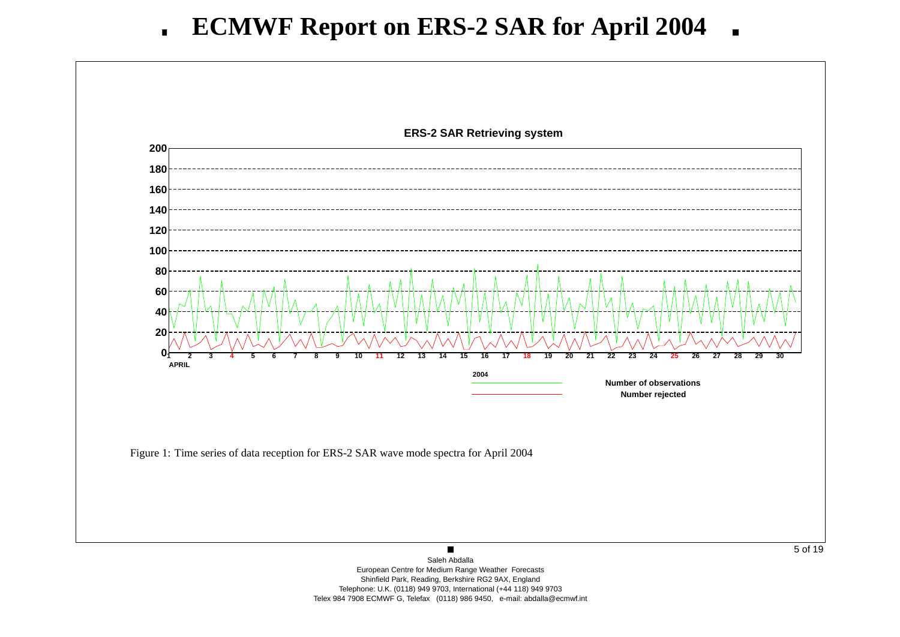# ECMWF Report on ERS-2 SAR for April 2004

**ERS-2 SAR Retrieving system**

Figure 1: Time series of data reception for ERS-2 SAR wave mode spectra for April 2004

Saleh Abdalla
European Centre for Medium Range Weather Forecasts
Shinfield Park, Reading, Berkshire RG2 9AX, England
Telephone: U.K. (0118) 949 9703, International (+44 118) 949 9703
Telex 984 7908 ECMWF G, Telefax (0118) 986 9450, e-mail: abdalla@ecmwf.int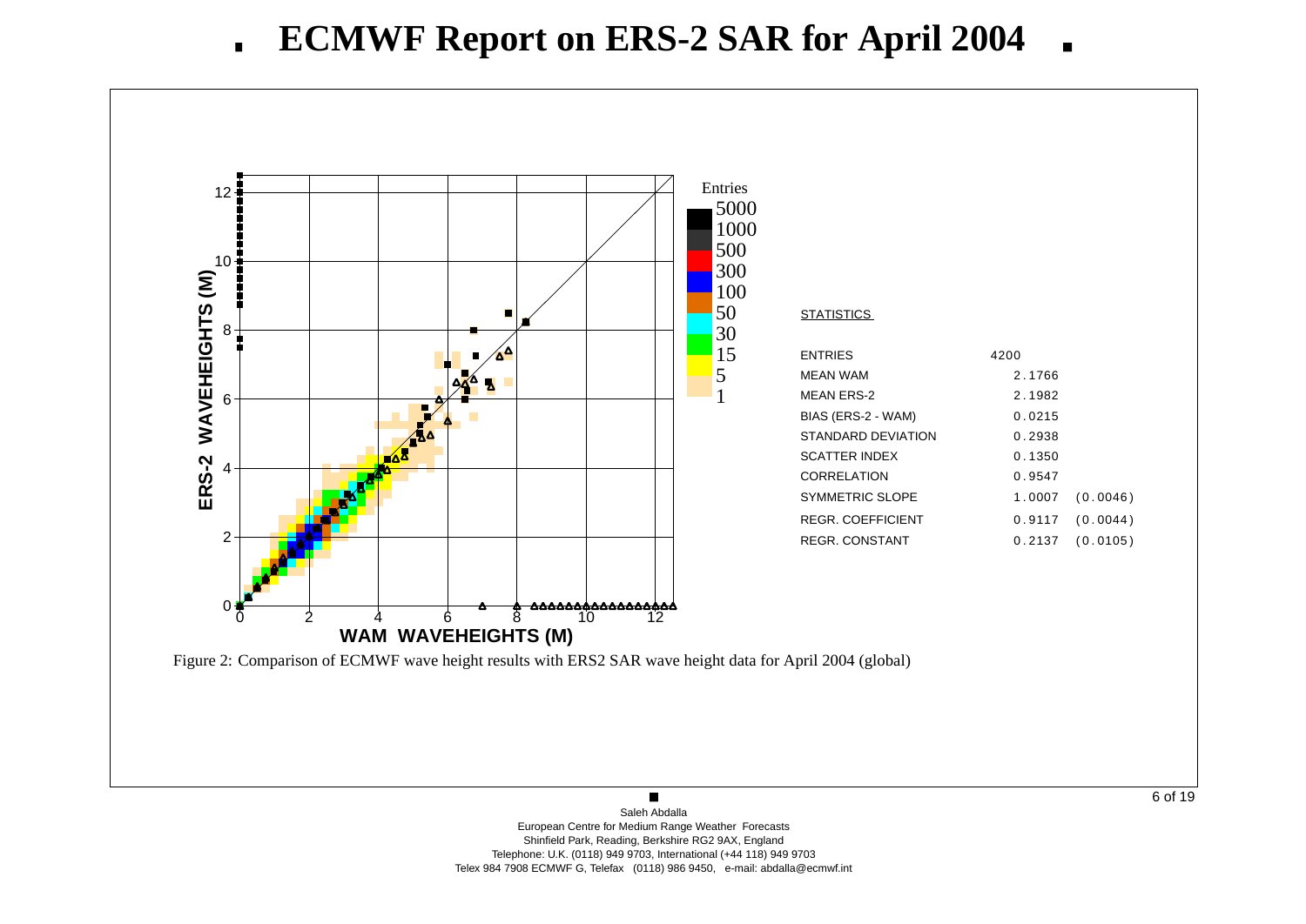# ECMWF Report on ERS-2 SAR for April 2004

**STATISTICS**

| | | |
|---|---|---|
| ENTRIES | 4200 | |
| MEAN WAM | 2.1766 | |
| MEAN ERS-2 | 2.1982 | |
| BIAS (ERS-2 - WAM) | 0.0215 | |
| STANDARD DEVIATION | 0.2938 | |
| SCATTER INDEX | 0.1350 | |
| CORRELATION | 0.9547 | |
| SYMMETRIC SLOPE | 1.0007 | (0.0046) |
| REGR. COEFFICIENT | 0.9117 | (0.0044) |
| REGR. CONSTANT | 0.2137 | (0.0105) |

Figure 2: Comparison of ECMWF wave height results with ERS2 SAR wave height data for April 2004 (global)

Saleh Abdalla
European Centre for Medium Range Weather Forecasts
Shinfield Park, Reading, Berkshire RG2 9AX, England
Telephone: U.K. (0118) 949 9703, International (+44 118) 949 9703
Telex 984 7908 ECMWF G, Telefax (0118) 986 9450, e-mail: abdalla@ecmwf.int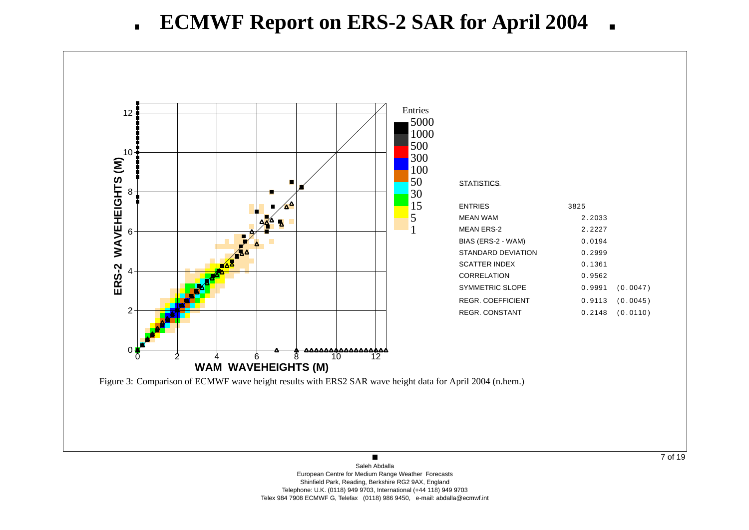# ECMWF Report on ERS-2 SAR for April 2004

| STATISTICS | | |
|---|---|---|
| ENTRIES | 3825 | |
| MEAN WAM | 2.2033 | |
| MEAN ERS-2 | 2.2227 | |
| BIAS (ERS-2 - WAM) | 0.0194 | |
| STANDARD DEVIATION | 0.2999 | |
| SCATTER INDEX | 0.1361 | |
| CORRELATION | 0.9562 | |
| SYMMETRIC SLOPE | 0.9991 | (0.0047) |
| REGR. COEFFICIENT | 0.9113 | (0.0045) |
| REGR. CONSTANT | 0.2148 | (0.0110) |

Figure 3: Comparison of ECMWF wave height results with ERS2 SAR wave height data for April 2004 (n.hem.)

Saleh Abdalla
European Centre for Medium Range Weather Forecasts
Shinfield Park, Reading, Berkshire RG2 9AX, England
Telephone: U.K. (0118) 949 9703, International (+44 118) 949 9703
Telex 984 7908 ECMWF G, Telefax (0118) 986 9450, e-mail: abdalla@ecmwf.int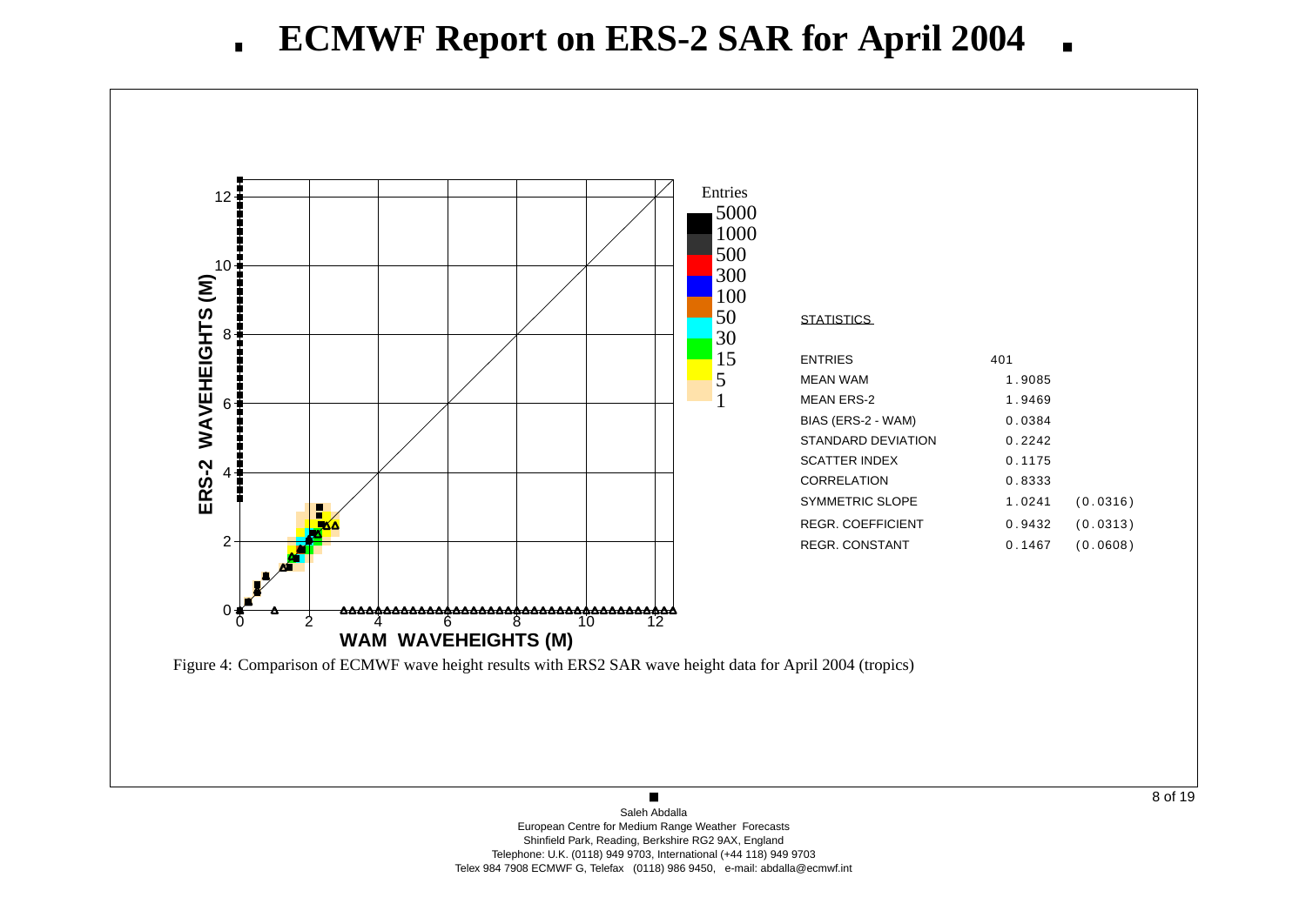# ECMWF Report on ERS-2 SAR for April 2004

STATISTICS

| | | |
|---|---|---|
| ENTRIES | 401 | |
| MEAN WAM | 1.9085 | |
| MEAN ERS-2 | 1.9469 | |
| BIAS (ERS-2 - WAM) | 0.0384 | |
| STANDARD DEVIATION | 0.2242 | |
| SCATTER INDEX | 0.1175 | |
| CORRELATION | 0.8333 | |
| SYMMETRIC SLOPE | 1.0241 | (0.0316) |
| REGR. COEFFICIENT | 0.9432 | (0.0313) |
| REGR. CONSTANT | 0.1467 | (0.0608) |

Figure 4: Comparison of ECMWF wave height results with ERS2 SAR wave height data for April 2004 (tropics)

Saleh Abdalla
European Centre for Medium Range Weather Forecasts
Shinfield Park, Reading, Berkshire RG2 9AX, England
Telephone: U.K. (0118) 949 9703, International (+44 118) 949 9703
Telex 984 7908 ECMWF G, Telefax (0118) 986 9450, e-mail: abdalla@ecmwf.int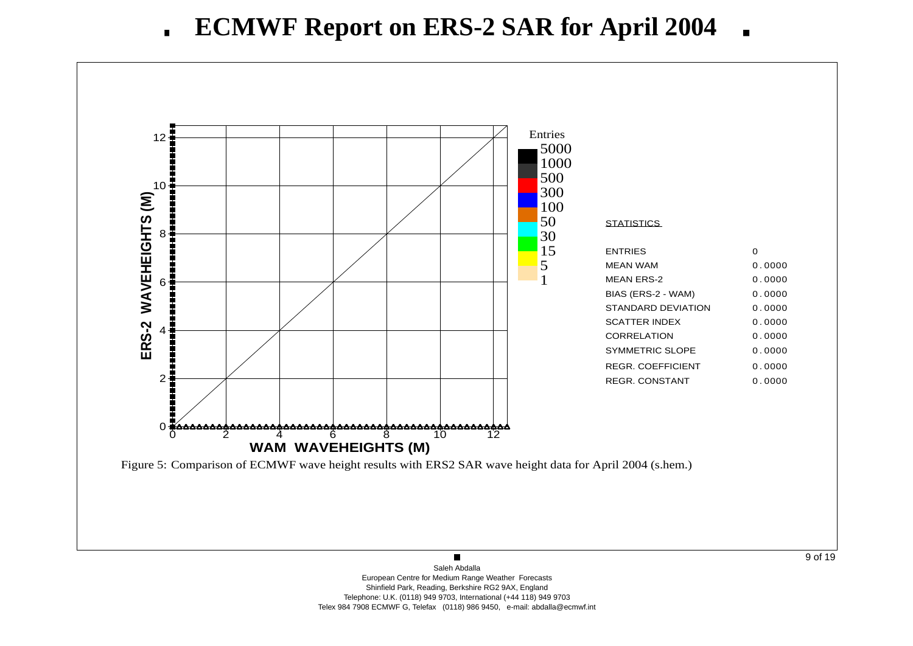# ECMWF Report on ERS-2 SAR for April 2004

| STATISTICS | |
|---|---|
| ENTRIES | 0 |
| MEAN WAM | 0.0000 |
| MEAN ERS-2 | 0.0000 |
| BIAS (ERS-2 - WAM) | 0.0000 |
| STANDARD DEVIATION | 0.0000 |
| SCATTER INDEX | 0.0000 |
| CORRELATION | 0.0000 |
| SYMMETRIC SLOPE | 0.0000 |
| REGR. COEFFICIENT | 0.0000 |
| REGR. CONSTANT | 0.0000 |

Figure 5: Comparison of ECMWF wave height results with ERS2 SAR wave height data for April 2004 (s.hem.)

Saleh Abdalla
European Centre for Medium Range Weather Forecasts
Shinfield Park, Reading, Berkshire RG2 9AX, England
Telephone: U.K. (0118) 949 9703, International (+44 118) 949 9703
Telex 984 7908 ECMWF G, Telefax (0118) 986 9450, e-mail: abdalla@ecmwf.int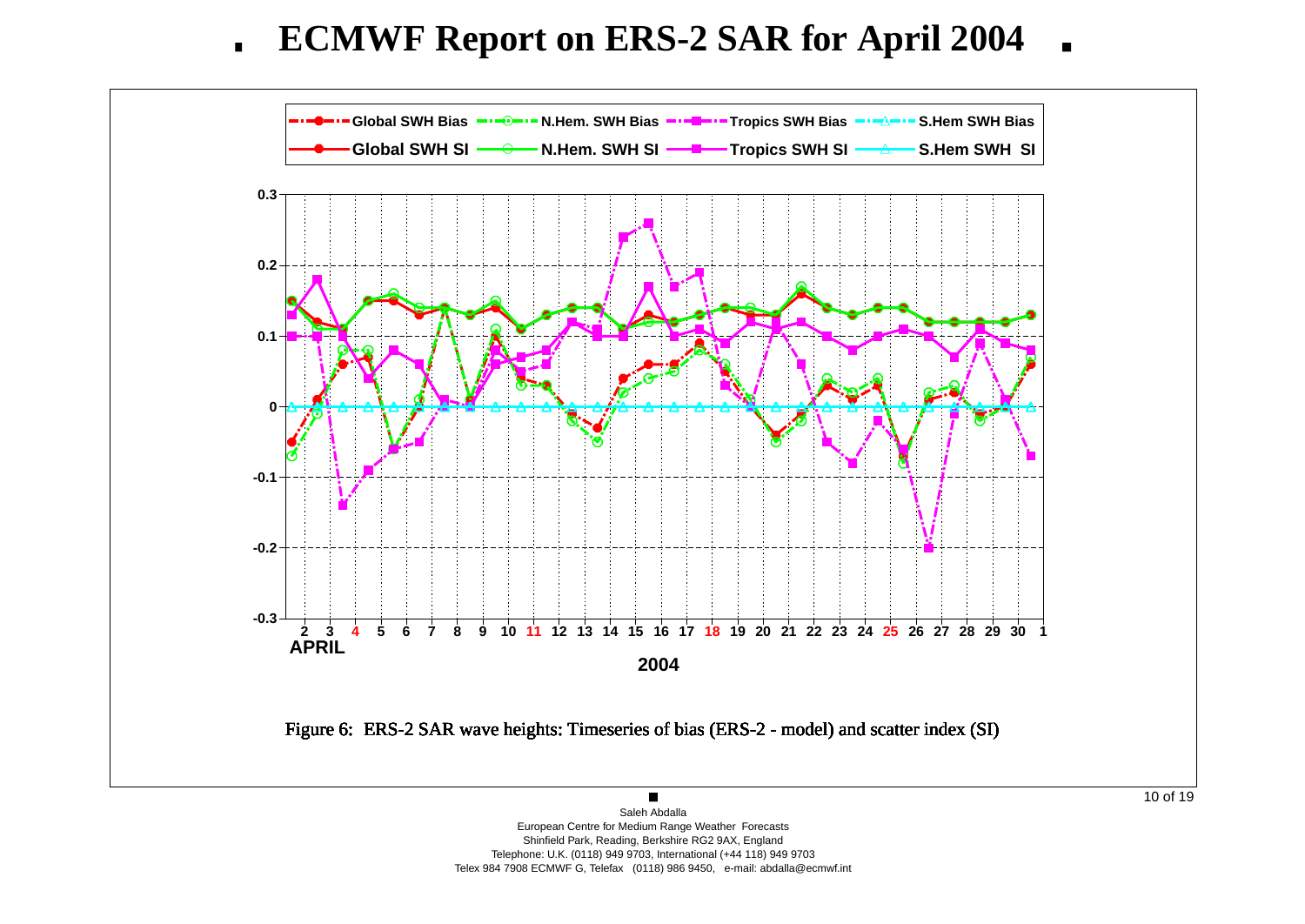# ECMWF Report on ERS-2 SAR for April 2004

Figure 6: ERS-2 SAR wave heights: Timeseries of bias (ERS-2 - model) and scatter index (SI)

Saleh Abdalla
European Centre for Medium Range Weather Forecasts
Shinfield Park, Reading, Berkshire RG2 9AX, England
Telephone: U.K. (0118) 949 9703, International (+44 118) 949 9703
Telex 984 7908 ECMWF G, Telefax (0118) 986 9450, e-mail: abdalla@ecmwf.int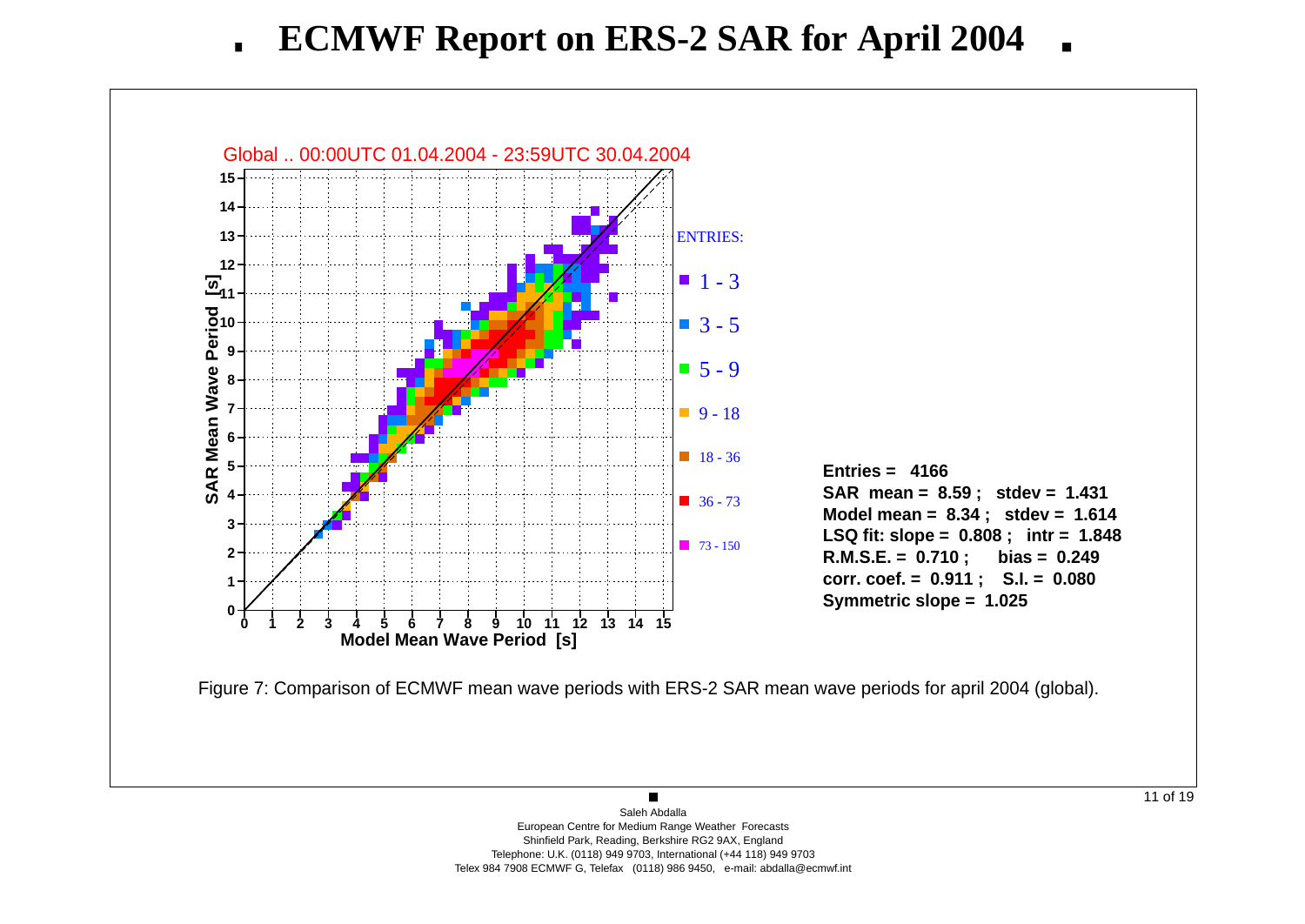# ECMWF Report on ERS-2 SAR for April 2004

Global .. 00:00UTC 01.04.2004 - 23:59UTC 30.04.2004

ENTRIES:

- 1 - 3
- 3 - 5
- 5 - 9
- 9 - 18
- 18 - 36
- 36 - 73
- 73 - 150

**Entries = 4166**
**SAR mean = 8.59 ; stdev = 1.431**
**Model mean = 8.34 ; stdev = 1.614**
**LSQ fit: slope = 0.808 ; intr = 1.848**
**R.M.S.E. = 0.710 ; bias = 0.249**
**corr. coef. = 0.911 ; S.I. = 0.080**
**Symmetric slope = 1.025**

Figure 7: Comparison of ECMWF mean wave periods with ERS-2 SAR mean wave periods for april 2004 (global).

Saleh Abdalla
European Centre for Medium Range Weather Forecasts
Shinfield Park, Reading, Berkshire RG2 9AX, England
Telephone: U.K. (0118) 949 9703, International (+44 118) 949 9703
Telex 984 7908 ECMWF G, Telefax (0118) 986 9450, e-mail: abdalla@ecmwf.int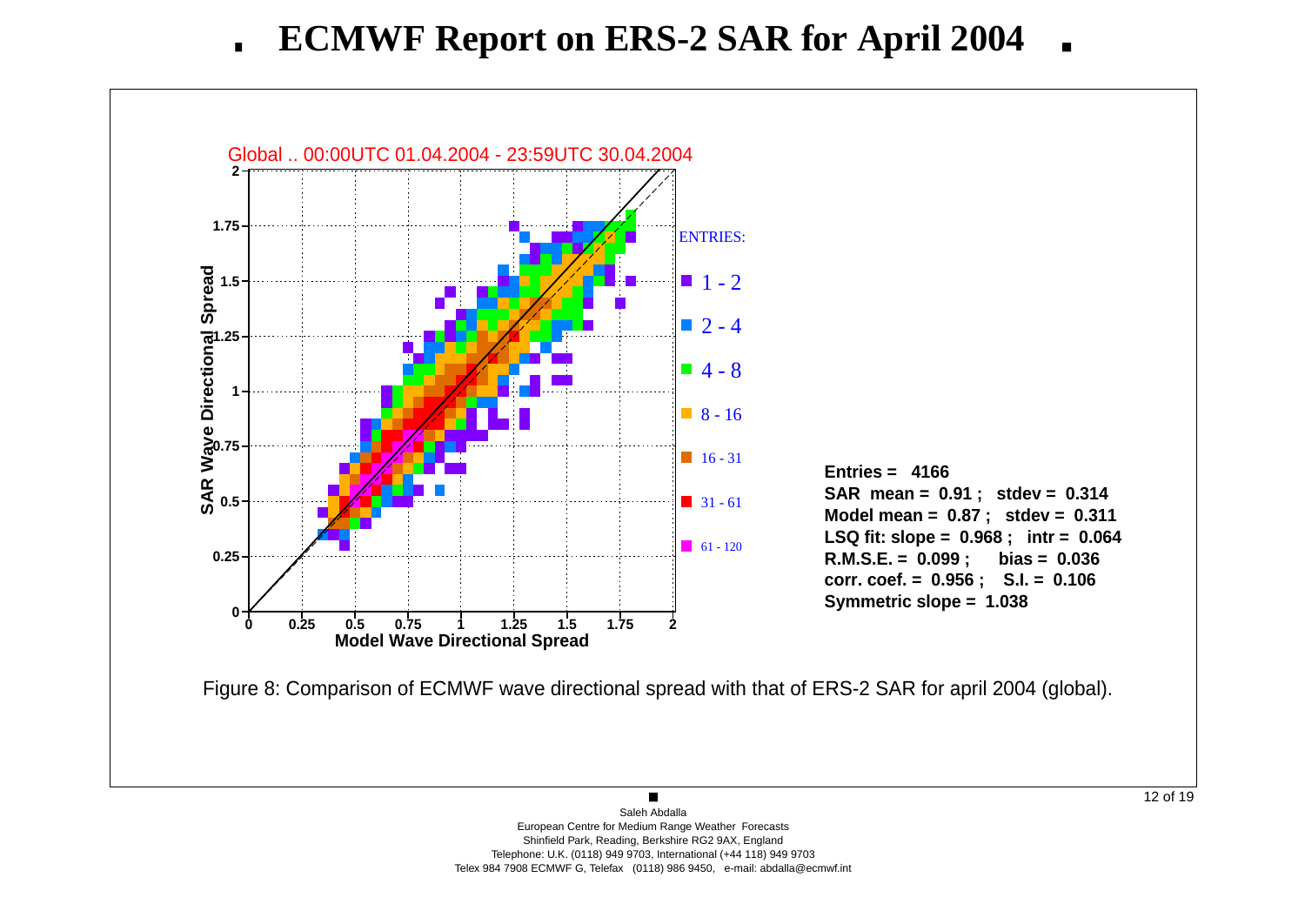# ECMWF Report on ERS-2 SAR for April 2004

Global .. 00:00UTC 01.04.2004 - 23:59UTC 30.04.2004

ENTRIES:

- 1 - 2
- 2 - 4
- 4 - 8
- 8 - 16
- 16 - 31
- 31 - 61
- 61 - 120

**Entries = 4166**
**SAR mean = 0.91 ; stdev = 0.314**
**Model mean = 0.87 ; stdev = 0.311**
**LSQ fit: slope = 0.968 ; intr = 0.064**
**R.M.S.E. = 0.099 ; bias = 0.036**
**corr. coef. = 0.956 ; S.I. = 0.106**
**Symmetric slope = 1.038**

Figure 8: Comparison of ECMWF wave directional spread with that of ERS-2 SAR for april 2004 (global).

Saleh Abdalla
European Centre for Medium Range Weather Forecasts
Shinfield Park, Reading, Berkshire RG2 9AX, England
Telephone: U.K. (0118) 949 9703, International (+44 118) 949 9703
Telex 984 7908 ECMWF G, Telefax (0118) 986 9450, e-mail: abdalla@ecmwf.int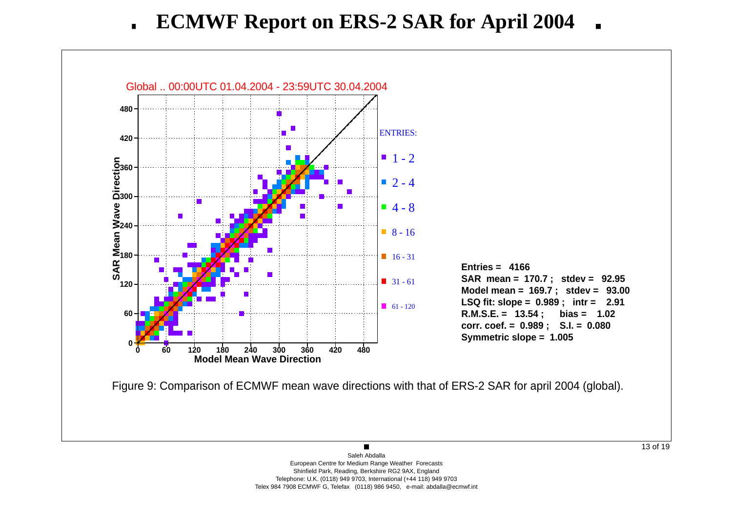# ECMWF Report on ERS-2 SAR for April 2004

Global .. 00:00UTC 01.04.2004 - 23:59UTC 30.04.2004

ENTRIES:

- 1 - 2
- 2 - 4
- 4 - 8
- 8 - 16
- 16 - 31
- 31 - 61
- 61 - 120

**Entries = 4166**
**SAR mean = 170.7 ; stdev = 92.95**
**Model mean = 169.7 ; stdev = 93.00**
**LSQ fit: slope = 0.989 ; intr = 2.91**
**R.M.S.E. = 13.54 ; bias = 1.02**
**corr. coef. = 0.989 ; S.I. = 0.080**
**Symmetric slope = 1.005**

Figure 9: Comparison of ECMWF mean wave directions with that of ERS-2 SAR for april 2004 (global).

Saleh Abdalla
European Centre for Medium Range Weather Forecasts
Shinfield Park, Reading, Berkshire RG2 9AX, England
Telephone: U.K. (0118) 949 9703, International (+44 118) 949 9703
Telex 984 7908 ECMWF G, Telefax (0118) 986 9450, e-mail: abdalla@ecmwf.int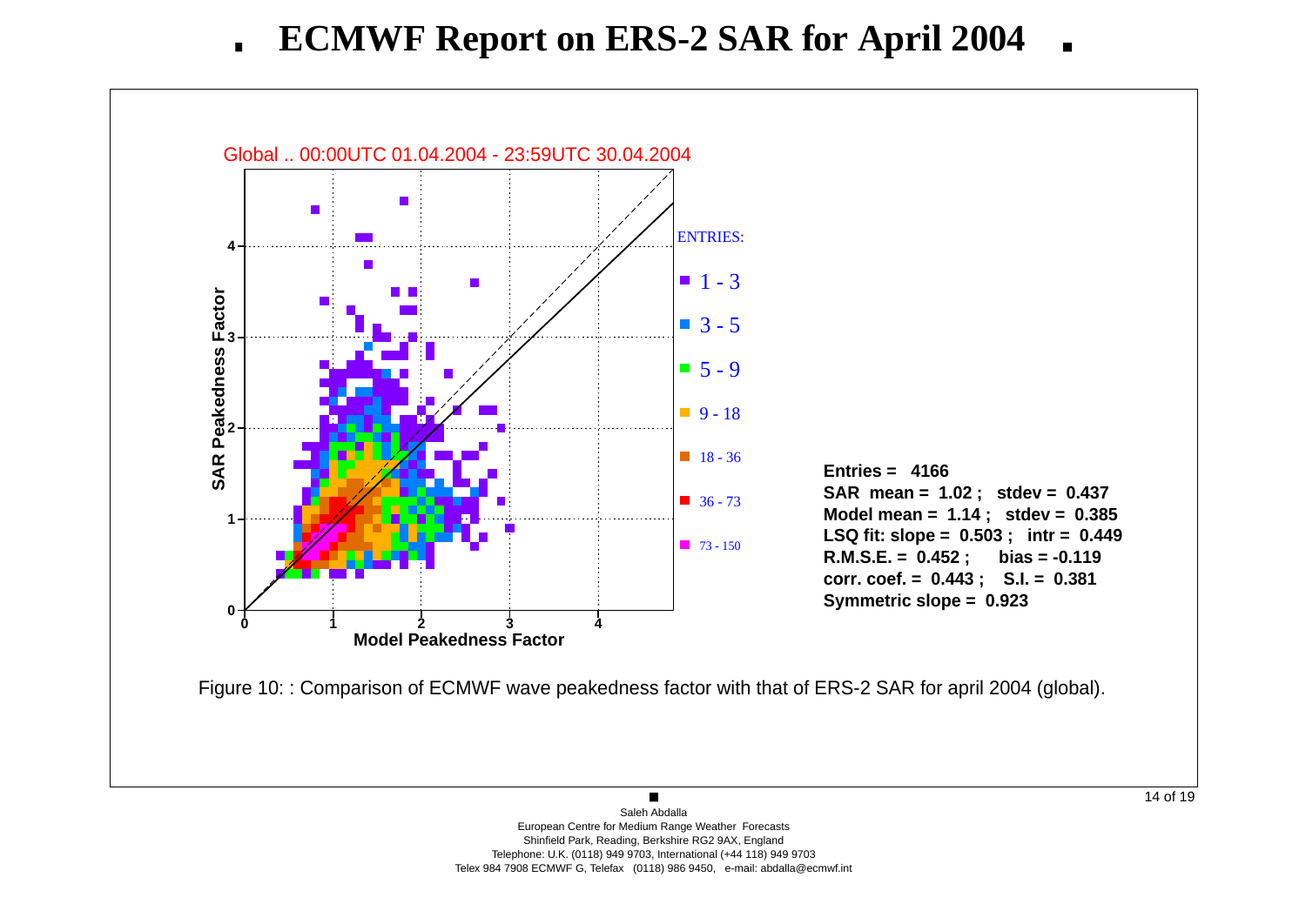# ECMWF Report on ERS-2 SAR for April 2004

Global .. 00:00UTC 01.04.2004 - 23:59UTC 30.04.2004

ENTRIES:

- 1 - 3
- 3 - 5
- 5 - 9
- 9 - 18
- 18 - 36
- 36 - 73
- 73 - 150

**Entries = 4166**
**SAR mean = 1.02 ; stdev = 0.437**
**Model mean = 1.14 ; stdev = 0.385**
**LSQ fit: slope = 0.503 ; intr = 0.449**
**R.M.S.E. = 0.452 ; bias = -0.119**
**corr. coef. = 0.443 ; S.I. = 0.381**
**Symmetric slope = 0.923**

Figure 10: : Comparison of ECMWF wave peakedness factor with that of ERS-2 SAR for april 2004 (global).

Saleh Abdalla
European Centre for Medium Range Weather Forecasts
Shinfield Park, Reading, Berkshire RG2 9AX, England
Telephone: U.K. (0118) 949 9703, International (+44 118) 949 9703
Telex 984 7908 ECMWF G, Telefax (0118) 986 9450, e-mail: abdalla@ecmwf.int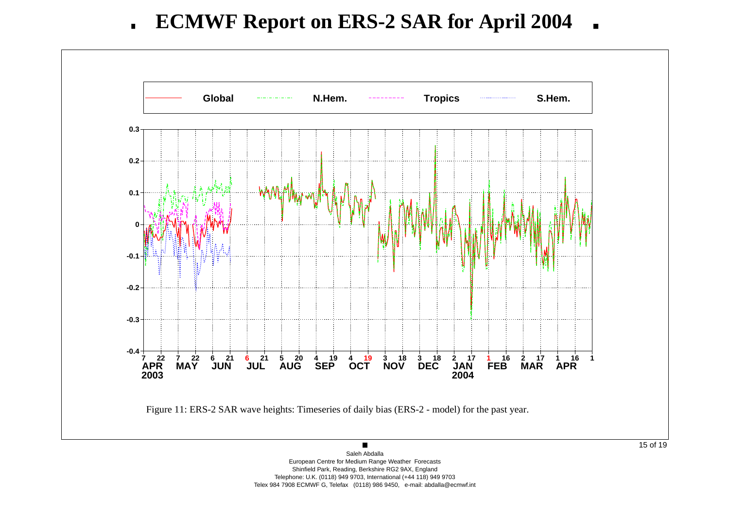# ECMWF Report on ERS-2 SAR for April 2004

Figure 11: ERS-2 SAR wave heights: Timeseries of daily bias (ERS-2 - model) for the past year.

Saleh Abdalla
European Centre for Medium Range Weather Forecasts
Shinfield Park, Reading, Berkshire RG2 9AX, England
Telephone: U.K. (0118) 949 9703, International (+44 118) 949 9703
Telex 984 7908 ECMWF G, Telefax (0118) 986 9450, e-mail: abdalla@ecmwf.int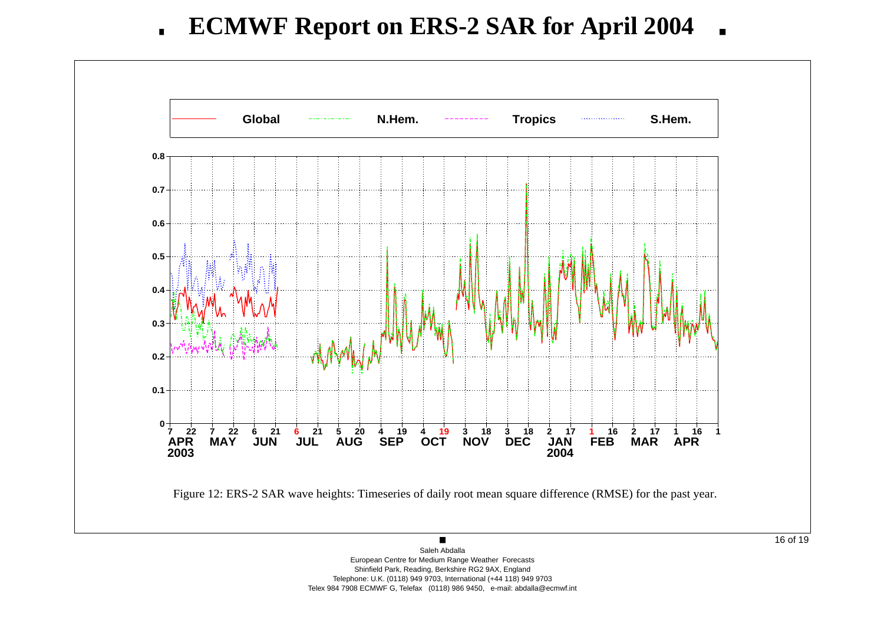# ECMWF Report on ERS-2 SAR for April 2004

Figure 12: ERS-2 SAR wave heights: Timeseries of daily root mean square difference (RMSE) for the past year.

Saleh Abdalla
European Centre for Medium Range Weather Forecasts
Shinfield Park, Reading, Berkshire RG2 9AX, England
Telephone: U.K. (0118) 949 9703, International (+44 118) 949 9703
Telex 984 7908 ECMWF G, Telefax (0118) 986 9450, e-mail: abdalla@ecmwf.int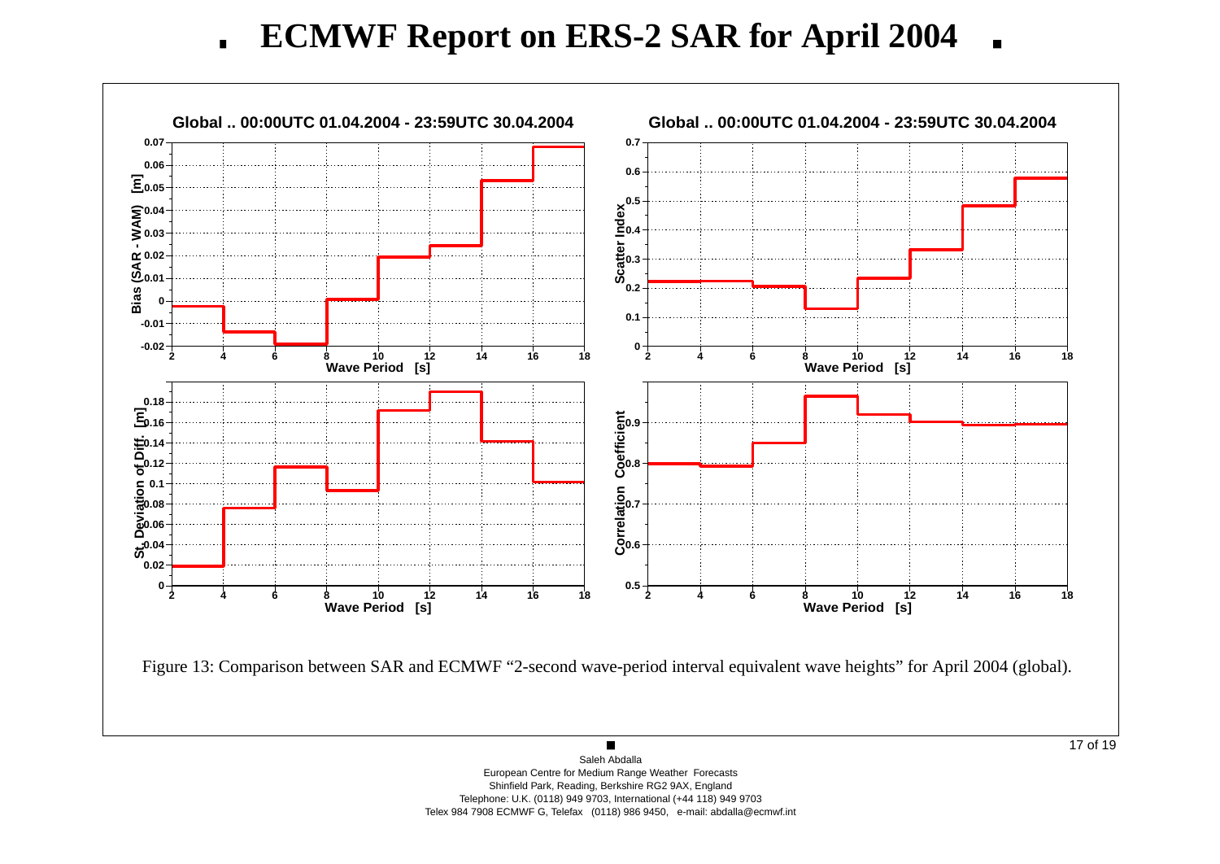# ECMWF Report on ERS-2 SAR for April 2004

Figure 13: Comparison between SAR and ECMWF "2-second wave-period interval equivalent wave heights" for April 2004 (global).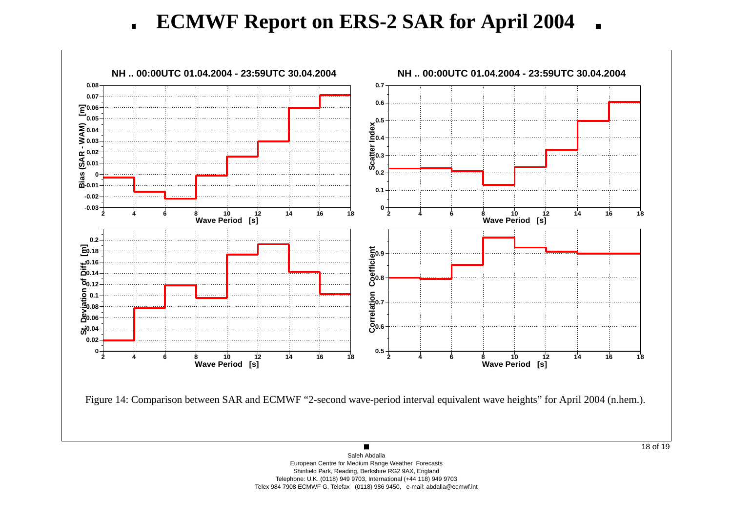# ECMWF Report on ERS-2 SAR for April 2004

Figure 14: Comparison between SAR and ECMWF "2-second wave-period interval equivalent wave heights" for April 2004 (n.hem.).

Saleh Abdalla
European Centre for Medium Range Weather Forecasts
Shinfield Park, Reading, Berkshire RG2 9AX, England
Telephone: U.K. (0118) 949 9703, International (+44 118) 949 9703
Telex 984 7908 ECMWF G, Telefax (0118) 986 9450, e-mail: abdalla@ecmwf.int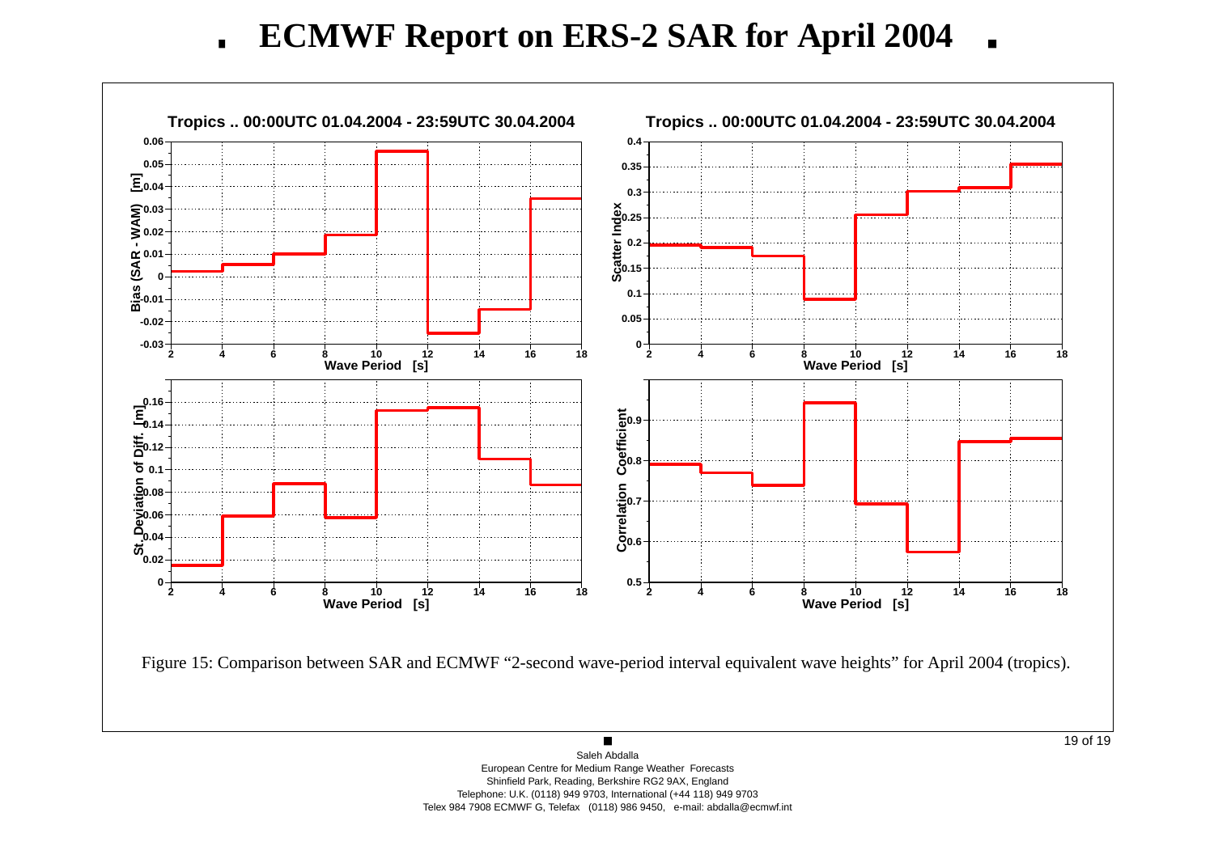# ECMWF Report on ERS-2 SAR for April 2004

Tropics .. 00:00UTC 01.04.2004 - 23:59UTC 30.04.2004

Bias (SAR - WAM) [m]

0.06
0.05
0.04
0.03
0.02
0.01
0
-0.01
-0.02
-0.03

2 4 6 8 10 12 14 16 18

Wave Period [s]

Tropics .. 00:00UTC 01.04.2004 - 23:59UTC 30.04.2004

Scatter Index

0.4
0.35
0.3
0.25
0.2
0.15
0.1
0.05
0

2 4 6 8 10 12 14 16 18

Wave Period [s]

St. Deviation of Diff. [m]

0.16
0.14
0.12
0.1
0.08
0.06
0.04
0.02
0

2 4 6 8 10 12 14 16 18

Wave Period [s]

Correlation Coefficient

0.9
0.8
0.7
0.6
0.5

2 4 6 8 10 12 14 16 18

Wave Period [s]

Figure 15: Comparison between SAR and ECMWF “2-second wave-period interval equivalent wave heights” for April 2004 (tropics).

Saleh Abdalla
European Centre for Medium Range Weather Forecasts
Shinfield Park, Reading, Berkshire RG2 9AX, England
Telephone: U.K. (0118) 949 9703, International (+44 118) 949 9703
Telex 984 7908 ECMWF G, Telefax (0118) 986 9450, e-mail: abdalla@ecmwf.int